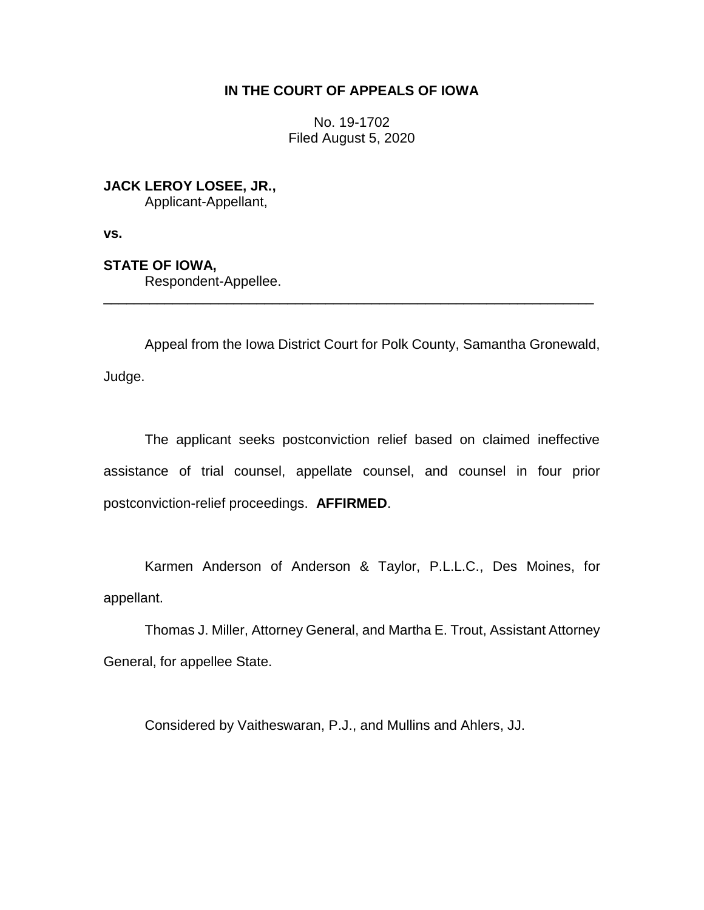**IN THE COURT OF APPEALS OF IOWA**

No. 19-1702
Filed August 5, 2020

**JACK LEROY LOSEE, JR.,**
Applicant-Appellant,

**vs.**

**STATE OF IOWA,**
Respondent-Appellee.

---

Appeal from the Iowa District Court for Polk County, Samantha Gronewald, Judge.

The applicant seeks postconviction relief based on claimed ineffective assistance of trial counsel, appellate counsel, and counsel in four prior postconviction-relief proceedings. **AFFIRMED**.

Karmen Anderson of Anderson & Taylor, P.L.L.C., Des Moines, for appellant.

Thomas J. Miller, Attorney General, and Martha E. Trout, Assistant Attorney General, for appellee State.

Considered by Vaitheswaran, P.J., and Mullins and Ahlers, JJ.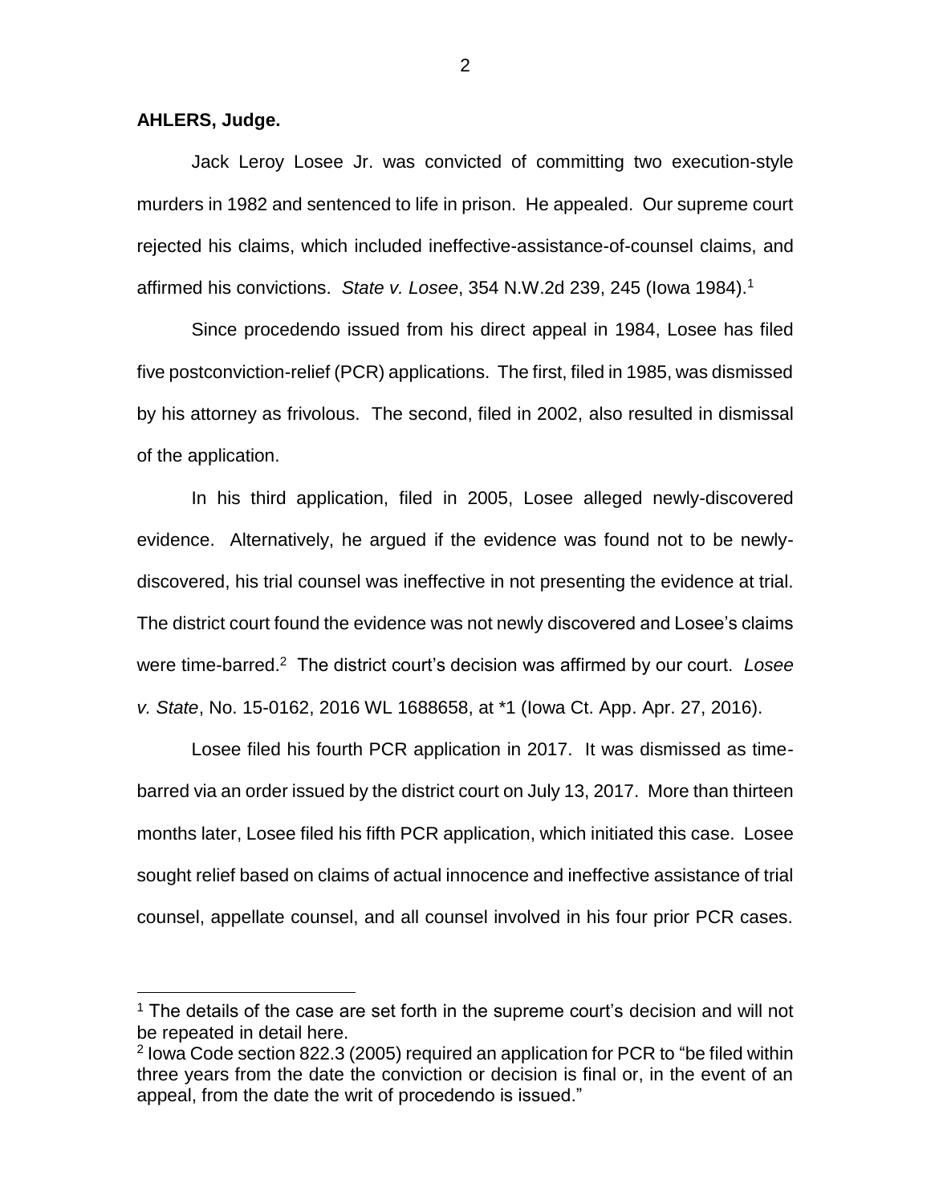**AHLERS, Judge.**

Jack Leroy Losee Jr. was convicted of committing two execution-style murders in 1982 and sentenced to life in prison. He appealed. Our supreme court rejected his claims, which included ineffective-assistance-of-counsel claims, and affirmed his convictions. *State v. Losee*, 354 N.W.2d 239, 245 (Iowa 1984).[1]

Since procedendo issued from his direct appeal in 1984, Losee has filed five postconviction-relief (PCR) applications. The first, filed in 1985, was dismissed by his attorney as frivolous. The second, filed in 2002, also resulted in dismissal of the application.

In his third application, filed in 2005, Losee alleged newly-discovered evidence. Alternatively, he argued if the evidence was found not to be newly-discovered, his trial counsel was ineffective in not presenting the evidence at trial. The district court found the evidence was not newly discovered and Losee's claims were time-barred.[2] The district court's decision was affirmed by our court. *Losee v. State*, No. 15-0162, 2016 WL 1688658, at *1 (Iowa Ct. App. Apr. 27, 2016).

Losee filed his fourth PCR application in 2017. It was dismissed as time-barred via an order issued by the district court on July 13, 2017. More than thirteen months later, Losee filed his fifth PCR application, which initiated this case. Losee sought relief based on claims of actual innocence and ineffective assistance of trial counsel, appellate counsel, and all counsel involved in his four prior PCR cases.

---

[1] The details of the case are set forth in the supreme court's decision and will not be repeated in detail here.

[2] Iowa Code section 822.3 (2005) required an application for PCR to "be filed within three years from the date the conviction or decision is final or, in the event of an appeal, from the date the writ of procedendo is issued."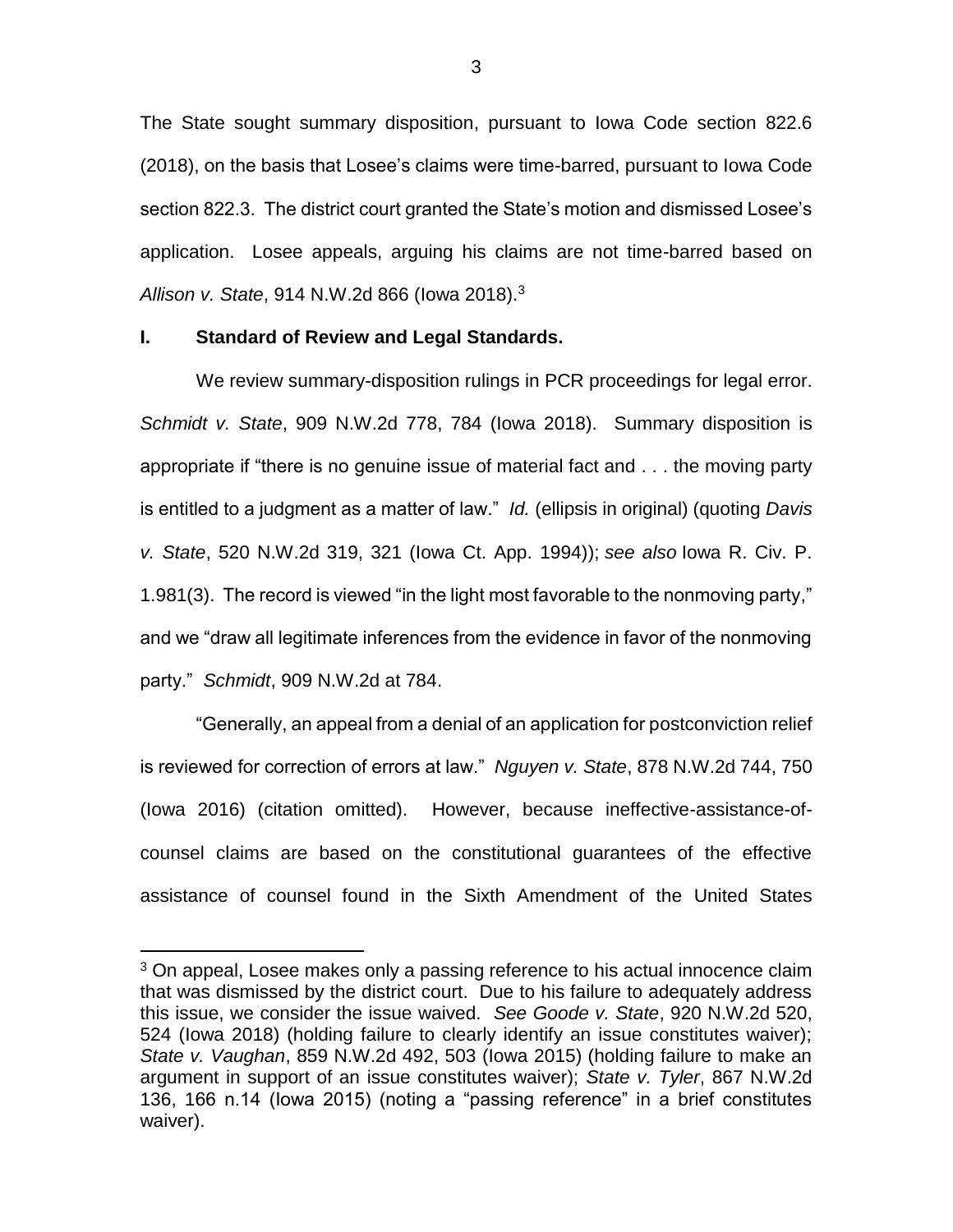The State sought summary disposition, pursuant to Iowa Code section 822.6 (2018), on the basis that Losee's claims were time-barred, pursuant to Iowa Code section 822.3. The district court granted the State's motion and dismissed Losee's application. Losee appeals, arguing his claims are not time-barred based on *Allison v. State*, 914 N.W.2d 866 (Iowa 2018).[3]

## I. Standard of Review and Legal Standards.

We review summary-disposition rulings in PCR proceedings for legal error. *Schmidt v. State*, 909 N.W.2d 778, 784 (Iowa 2018). Summary disposition is appropriate if "there is no genuine issue of material fact and . . . the moving party is entitled to a judgment as a matter of law." *Id.* (ellipsis in original) (quoting *Davis v. State*, 520 N.W.2d 319, 321 (Iowa Ct. App. 1994)); *see also* Iowa R. Civ. P. 1.981(3). The record is viewed "in the light most favorable to the nonmoving party," and we "draw all legitimate inferences from the evidence in favor of the nonmoving party." *Schmidt*, 909 N.W.2d at 784.

"Generally, an appeal from a denial of an application for postconviction relief is reviewed for correction of errors at law." *Nguyen v. State*, 878 N.W.2d 744, 750 (Iowa 2016) (citation omitted). However, because ineffective-assistance-of-counsel claims are based on the constitutional guarantees of the effective assistance of counsel found in the Sixth Amendment of the United States

---

[3] On appeal, Losee makes only a passing reference to his actual innocence claim that was dismissed by the district court. Due to his failure to adequately address this issue, we consider the issue waived. *See Goode v. State*, 920 N.W.2d 520, 524 (Iowa 2018) (holding failure to clearly identify an issue constitutes waiver); *State v. Vaughan*, 859 N.W.2d 492, 503 (Iowa 2015) (holding failure to make an argument in support of an issue constitutes waiver); *State v. Tyler*, 867 N.W.2d 136, 166 n.14 (Iowa 2015) (noting a "passing reference" in a brief constitutes waiver).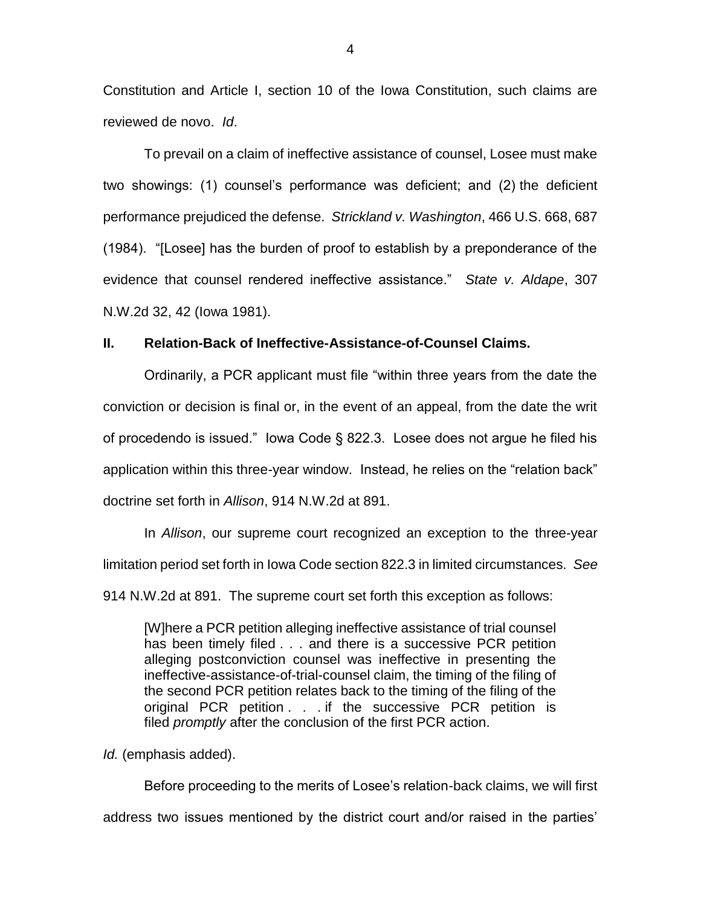Constitution and Article I, section 10 of the Iowa Constitution, such claims are reviewed de novo. *Id*.

To prevail on a claim of ineffective assistance of counsel, Losee must make two showings: (1) counsel's performance was deficient; and (2) the deficient performance prejudiced the defense. *Strickland v. Washington*, 466 U.S. 668, 687 (1984). "[Losee] has the burden of proof to establish by a preponderance of the evidence that counsel rendered ineffective assistance." *State v. Aldape*, 307 N.W.2d 32, 42 (Iowa 1981).

## II. Relation-Back of Ineffective-Assistance-of-Counsel Claims.

Ordinarily, a PCR applicant must file "within three years from the date the conviction or decision is final or, in the event of an appeal, from the date the writ of procedendo is issued." Iowa Code § 822.3. Losee does not argue he filed his application within this three-year window. Instead, he relies on the "relation back" doctrine set forth in *Allison*, 914 N.W.2d at 891.

In *Allison*, our supreme court recognized an exception to the three-year limitation period set forth in Iowa Code section 822.3 in limited circumstances. *See* 914 N.W.2d at 891. The supreme court set forth this exception as follows:

> [W]here a PCR petition alleging ineffective assistance of trial counsel has been timely filed . . . and there is a successive PCR petition alleging postconviction counsel was ineffective in presenting the ineffective-assistance-of-trial-counsel claim, the timing of the filing of the second PCR petition relates back to the timing of the filing of the original PCR petition . . . if the successive PCR petition is filed *promptly* after the conclusion of the first PCR action.

*Id.* (emphasis added).

Before proceeding to the merits of Losee's relation-back claims, we will first address two issues mentioned by the district court and/or raised in the parties'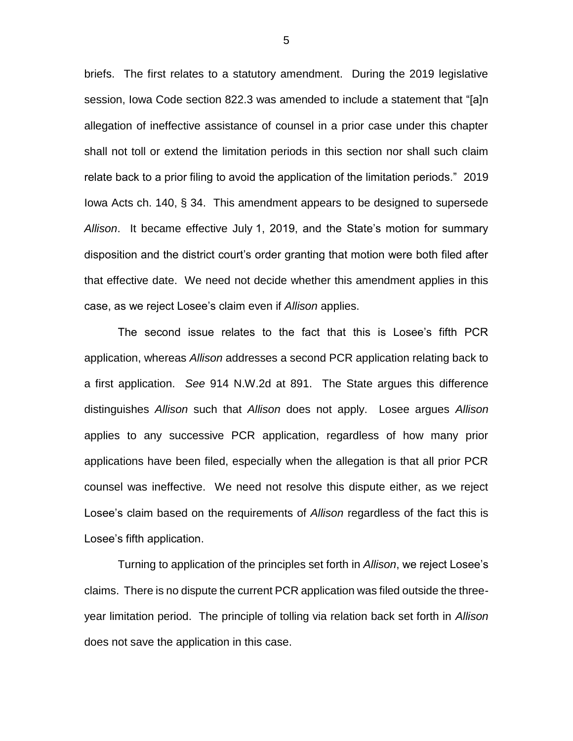briefs. The first relates to a statutory amendment. During the 2019 legislative session, Iowa Code section 822.3 was amended to include a statement that "[a]n allegation of ineffective assistance of counsel in a prior case under this chapter shall not toll or extend the limitation periods in this section nor shall such claim relate back to a prior filing to avoid the application of the limitation periods." 2019 Iowa Acts ch. 140, § 34. This amendment appears to be designed to supersede *Allison*. It became effective July 1, 2019, and the State's motion for summary disposition and the district court's order granting that motion were both filed after that effective date. We need not decide whether this amendment applies in this case, as we reject Losee's claim even if *Allison* applies.

The second issue relates to the fact that this is Losee's fifth PCR application, whereas *Allison* addresses a second PCR application relating back to a first application. *See* 914 N.W.2d at 891. The State argues this difference distinguishes *Allison* such that *Allison* does not apply. Losee argues *Allison* applies to any successive PCR application, regardless of how many prior applications have been filed, especially when the allegation is that all prior PCR counsel was ineffective. We need not resolve this dispute either, as we reject Losee's claim based on the requirements of *Allison* regardless of the fact this is Losee's fifth application.

Turning to application of the principles set forth in *Allison*, we reject Losee's claims. There is no dispute the current PCR application was filed outside the three-year limitation period. The principle of tolling via relation back set forth in *Allison* does not save the application in this case.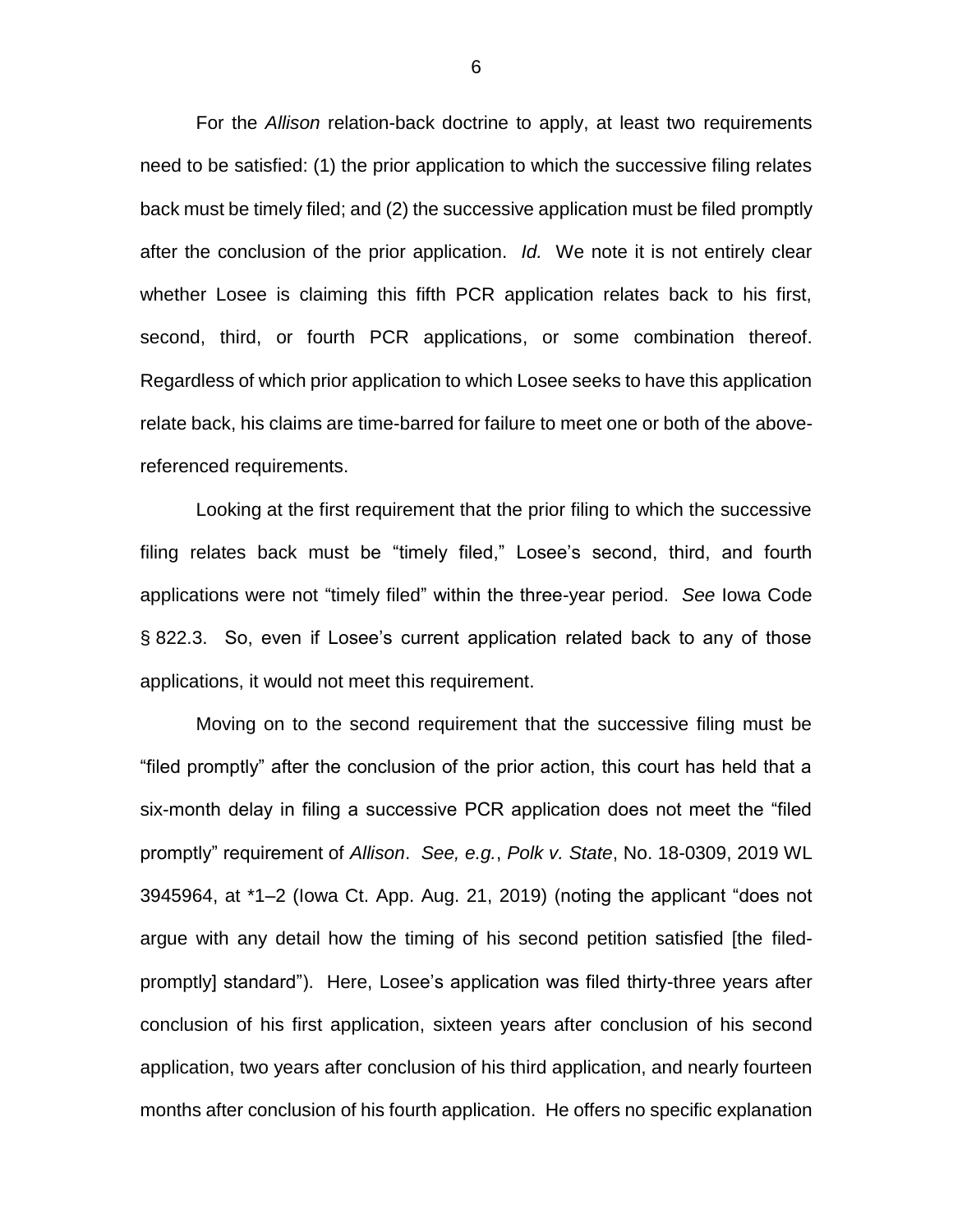For the *Allison* relation-back doctrine to apply, at least two requirements need to be satisfied: (1) the prior application to which the successive filing relates back must be timely filed; and (2) the successive application must be filed promptly after the conclusion of the prior application. *Id.* We note it is not entirely clear whether Losee is claiming this fifth PCR application relates back to his first, second, third, or fourth PCR applications, or some combination thereof. Regardless of which prior application to which Losee seeks to have this application relate back, his claims are time-barred for failure to meet one or both of the above-referenced requirements.

Looking at the first requirement that the prior filing to which the successive filing relates back must be "timely filed," Losee's second, third, and fourth applications were not "timely filed" within the three-year period. *See* Iowa Code § 822.3. So, even if Losee's current application related back to any of those applications, it would not meet this requirement.

Moving on to the second requirement that the successive filing must be "filed promptly" after the conclusion of the prior action, this court has held that a six-month delay in filing a successive PCR application does not meet the "filed promptly" requirement of *Allison*. *See, e.g.*, *Polk v. State*, No. 18-0309, 2019 WL 3945964, at \*1–2 (Iowa Ct. App. Aug. 21, 2019) (noting the applicant "does not argue with any detail how the timing of his second petition satisfied [the filed-promptly] standard"). Here, Losee's application was filed thirty-three years after conclusion of his first application, sixteen years after conclusion of his second application, two years after conclusion of his third application, and nearly fourteen months after conclusion of his fourth application. He offers no specific explanation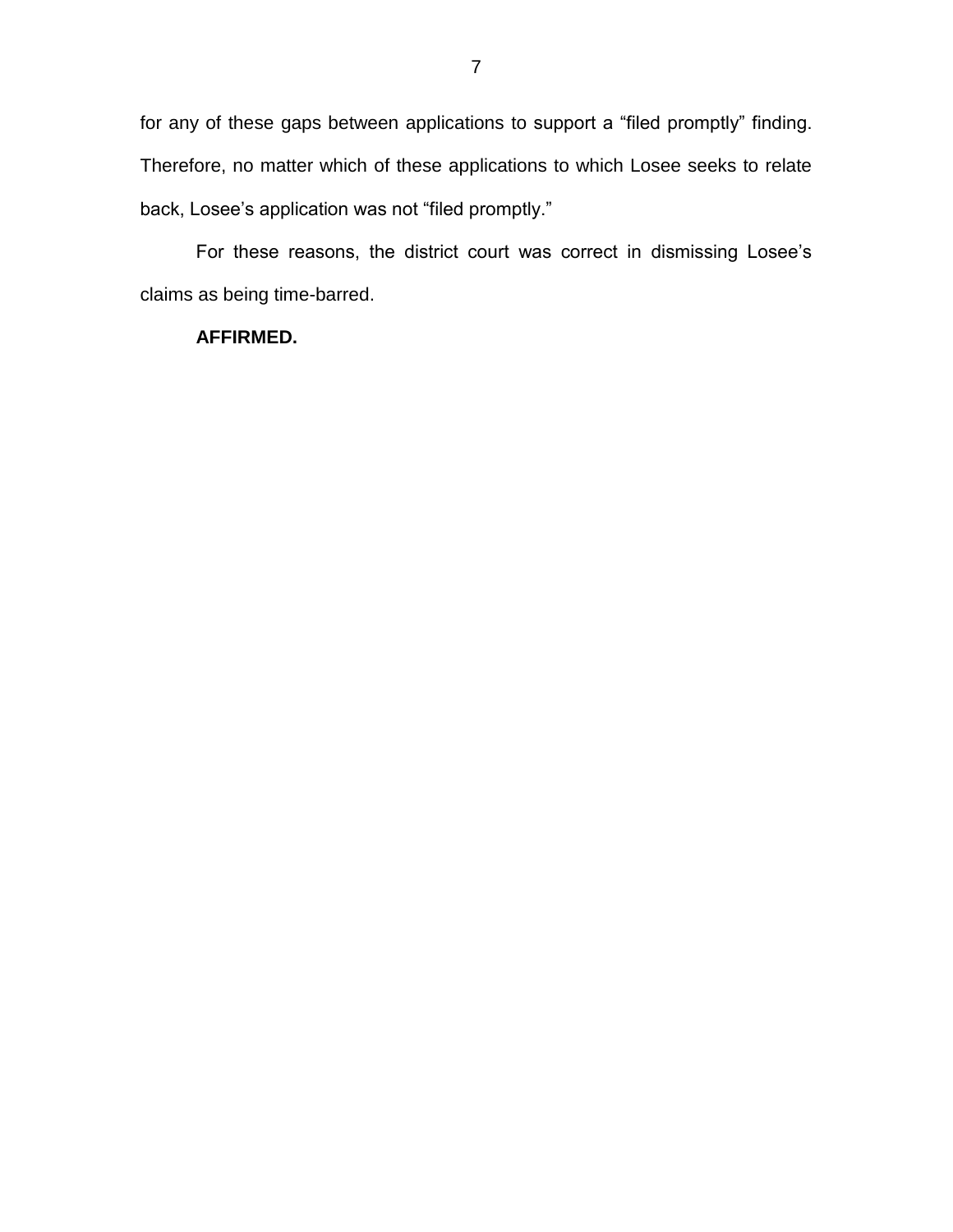for any of these gaps between applications to support a "filed promptly" finding. Therefore, no matter which of these applications to which Losee seeks to relate back, Losee's application was not "filed promptly."

For these reasons, the district court was correct in dismissing Losee's claims as being time-barred.

**AFFIRMED.**